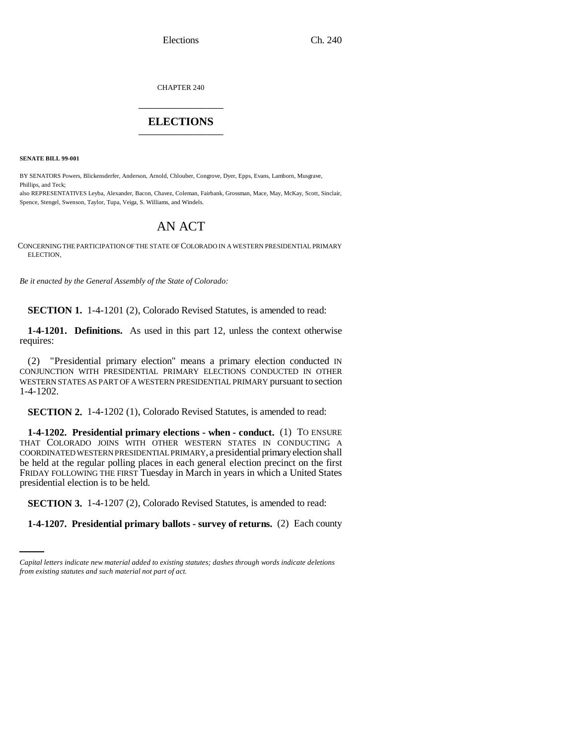CHAPTER 240

# ELECTIONS

**SENATE BILL 99-001**

BY SENATORS Powers, Blickensderfer, Anderson, Arnold, Chlouber, Congrove, Dyer, Epps, Evans, Lamborn, Musgrave, Phillips, and Teck;
also REPRESENTATIVES Leyba, Alexander, Bacon, Chavez, Coleman, Fairbank, Grossman, Mace, May, McKay, Scott, Sinclair, Spence, Stengel, Swenson, Taylor, Tupa, Veiga, S. Williams, and Windels.

## AN ACT

CONCERNING THE PARTICIPATION OF THE STATE OF COLORADO IN A WESTERN PRESIDENTIAL PRIMARY ELECTION.

*Be it enacted by the General Assembly of the State of Colorado:*

**SECTION 1.** 1-4-1201 (2), Colorado Revised Statutes, is amended to read:

**1-4-1201. Definitions.** As used in this part 12, unless the context otherwise requires:

(2) "Presidential primary election" means a primary election conducted IN CONJUNCTION WITH PRESIDENTIAL PRIMARY ELECTIONS CONDUCTED IN OTHER WESTERN STATES AS PART OF A WESTERN PRESIDENTIAL PRIMARY pursuant to section 1-4-1202.

**SECTION 2.** 1-4-1202 (1), Colorado Revised Statutes, is amended to read:

**1-4-1202. Presidential primary elections - when - conduct.** (1) TO ENSURE THAT COLORADO JOINS WITH OTHER WESTERN STATES IN CONDUCTING A COORDINATED WESTERN PRESIDENTIAL PRIMARY, a presidential primary election shall be held at the regular polling places in each general election precinct on the first FRIDAY FOLLOWING THE FIRST Tuesday in March in years in which a United States presidential election is to be held.

**SECTION 3.** 1-4-1207 (2), Colorado Revised Statutes, is amended to read:

**1-4-1207. Presidential primary ballots - survey of returns.** (2) Each county

*Capital letters indicate new material added to existing statutes; dashes through words indicate deletions from existing statutes and such material not part of act.*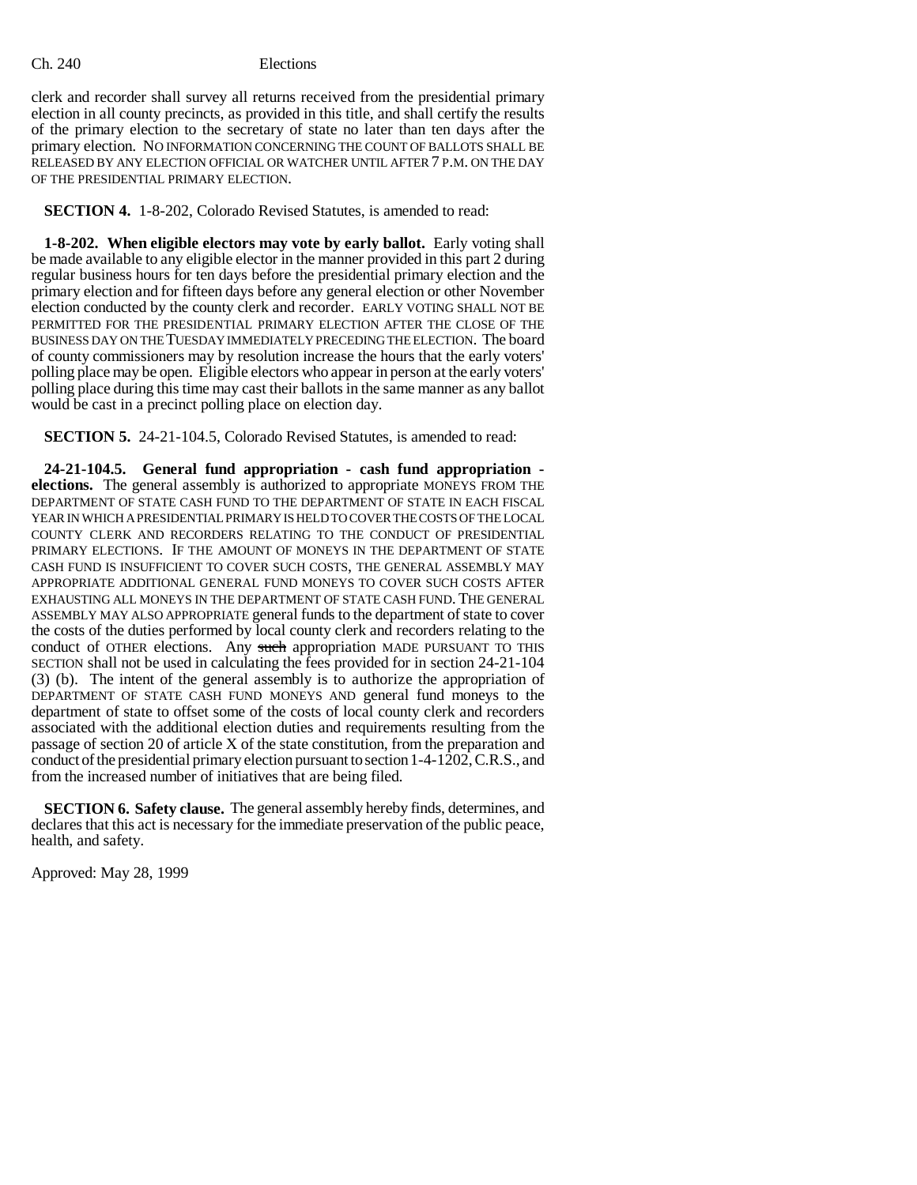clerk and recorder shall survey all returns received from the presidential primary election in all county precincts, as provided in this title, and shall certify the results of the primary election to the secretary of state no later than ten days after the primary election. NO INFORMATION CONCERNING THE COUNT OF BALLOTS SHALL BE RELEASED BY ANY ELECTION OFFICIAL OR WATCHER UNTIL AFTER 7 P.M. ON THE DAY OF THE PRESIDENTIAL PRIMARY ELECTION.

**SECTION 4.** 1-8-202, Colorado Revised Statutes, is amended to read:

**1-8-202. When eligible electors may vote by early ballot.** Early voting shall be made available to any eligible elector in the manner provided in this part 2 during regular business hours for ten days before the presidential primary election and the primary election and for fifteen days before any general election or other November election conducted by the county clerk and recorder. EARLY VOTING SHALL NOT BE PERMITTED FOR THE PRESIDENTIAL PRIMARY ELECTION AFTER THE CLOSE OF THE BUSINESS DAY ON THE TUESDAY IMMEDIATELY PRECEDING THE ELECTION. The board of county commissioners may by resolution increase the hours that the early voters' polling place may be open. Eligible electors who appear in person at the early voters' polling place during this time may cast their ballots in the same manner as any ballot would be cast in a precinct polling place on election day.

**SECTION 5.** 24-21-104.5, Colorado Revised Statutes, is amended to read:

**24-21-104.5. General fund appropriation - cash fund appropriation - elections.** The general assembly is authorized to appropriate MONEYS FROM THE DEPARTMENT OF STATE CASH FUND TO THE DEPARTMENT OF STATE IN EACH FISCAL YEAR IN WHICH A PRESIDENTIAL PRIMARY IS HELD TO COVER THE COSTS OF THE LOCAL COUNTY CLERK AND RECORDERS RELATING TO THE CONDUCT OF PRESIDENTIAL PRIMARY ELECTIONS. IF THE AMOUNT OF MONEYS IN THE DEPARTMENT OF STATE CASH FUND IS INSUFFICIENT TO COVER SUCH COSTS, THE GENERAL ASSEMBLY MAY APPROPRIATE ADDITIONAL GENERAL FUND MONEYS TO COVER SUCH COSTS AFTER EXHAUSTING ALL MONEYS IN THE DEPARTMENT OF STATE CASH FUND. THE GENERAL ASSEMBLY MAY ALSO APPROPRIATE general funds to the department of state to cover the costs of the duties performed by local county clerk and recorders relating to the conduct of OTHER elections. Any ~~such~~ appropriation MADE PURSUANT TO THIS SECTION shall not be used in calculating the fees provided for in section 24-21-104 (3) (b). The intent of the general assembly is to authorize the appropriation of DEPARTMENT OF STATE CASH FUND MONEYS AND general fund moneys to the department of state to offset some of the costs of local county clerk and recorders associated with the additional election duties and requirements resulting from the passage of section 20 of article X of the state constitution, from the preparation and conduct of the presidential primary election pursuant to section 1-4-1202, C.R.S., and from the increased number of initiatives that are being filed.

**SECTION 6. Safety clause.** The general assembly hereby finds, determines, and declares that this act is necessary for the immediate preservation of the public peace, health, and safety.

Approved: May 28, 1999